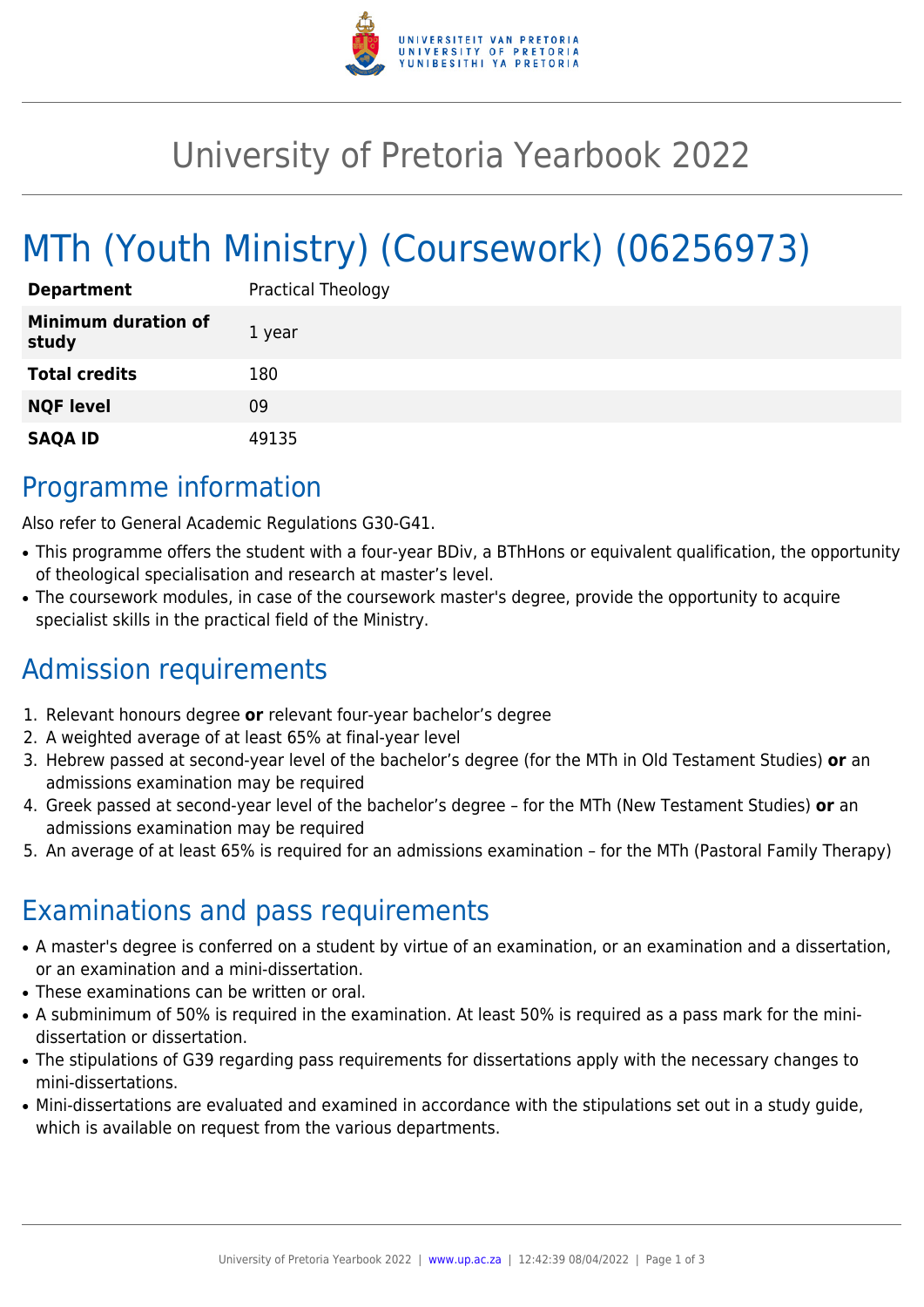# University of Pretoria Yearbook 2022

# MTh (Youth Ministry) (Coursework) (06256973)

| | |
|---|---|
| **Department** | Practical Theology |
| **Minimum duration of study** | 1 year |
| **Total credits** | 180 |
| **NQF level** | 09 |
| **SAQA ID** | 49135 |

## Programme information

Also refer to General Academic Regulations G30-G41.

- This programme offers the student with a four-year BDiv, a BThHons or equivalent qualification, the opportunity of theological specialisation and research at master's level.
- The coursework modules, in case of the coursework master's degree, provide the opportunity to acquire specialist skills in the practical field of the Ministry.

## Admission requirements

1. Relevant honours degree **or** relevant four-year bachelor's degree
2. A weighted average of at least 65% at final-year level
3. Hebrew passed at second-year level of the bachelor's degree (for the MTh in Old Testament Studies) **or** an admissions examination may be required
4. Greek passed at second-year level of the bachelor's degree – for the MTh (New Testament Studies) **or** an admissions examination may be required
5. An average of at least 65% is required for an admissions examination – for the MTh (Pastoral Family Therapy)

## Examinations and pass requirements

- A master's degree is conferred on a student by virtue of an examination, or an examination and a dissertation, or an examination and a mini-dissertation.
- These examinations can be written or oral.
- A subminimum of 50% is required in the examination. At least 50% is required as a pass mark for the mini-dissertation or dissertation.
- The stipulations of G39 regarding pass requirements for dissertations apply with the necessary changes to mini-dissertations.
- Mini-dissertations are evaluated and examined in accordance with the stipulations set out in a study guide, which is available on request from the various departments.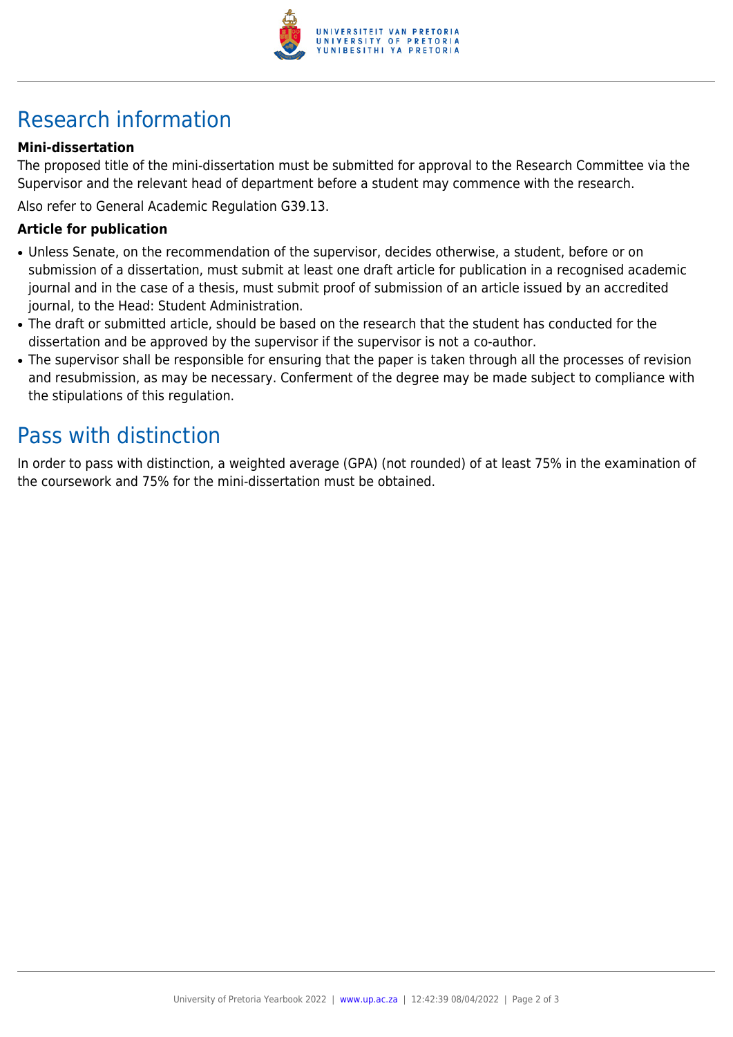# Research information

### Mini-dissertation

The proposed title of the mini-dissertation must be submitted for approval to the Research Committee via the Supervisor and the relevant head of department before a student may commence with the research.

Also refer to General Academic Regulation G39.13.

### Article for publication

- Unless Senate, on the recommendation of the supervisor, decides otherwise, a student, before or on submission of a dissertation, must submit at least one draft article for publication in a recognised academic journal and in the case of a thesis, must submit proof of submission of an article issued by an accredited journal, to the Head: Student Administration.
- The draft or submitted article, should be based on the research that the student has conducted for the dissertation and be approved by the supervisor if the supervisor is not a co-author.
- The supervisor shall be responsible for ensuring that the paper is taken through all the processes of revision and resubmission, as may be necessary. Conferment of the degree may be made subject to compliance with the stipulations of this regulation.

# Pass with distinction

In order to pass with distinction, a weighted average (GPA) (not rounded) of at least 75% in the examination of the coursework and 75% for the mini-dissertation must be obtained.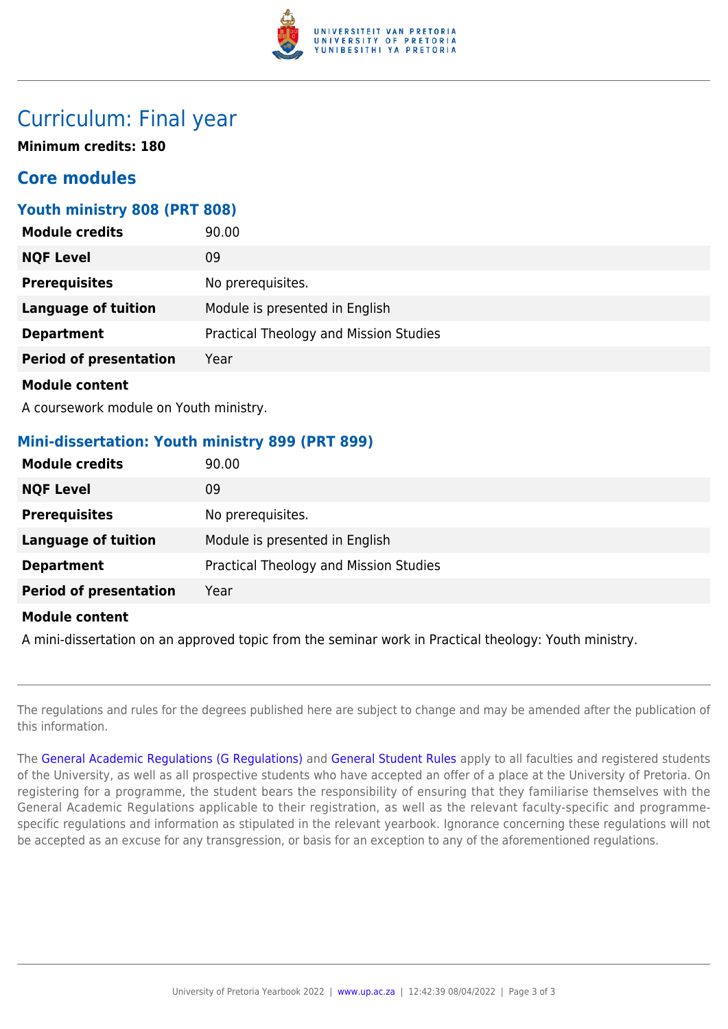# Curriculum: Final year

**Minimum credits: 180**

## Core modules

### Youth ministry 808 (PRT 808)

| | |
|---|---|
| **Module credits** | 90.00 |
| **NQF Level** | 09 |
| **Prerequisites** | No prerequisites. |
| **Language of tuition** | Module is presented in English |
| **Department** | Practical Theology and Mission Studies |
| **Period of presentation** | Year |

**Module content**

A coursework module on Youth ministry.

### Mini-dissertation: Youth ministry 899 (PRT 899)

| | |
|---|---|
| **Module credits** | 90.00 |
| **NQF Level** | 09 |
| **Prerequisites** | No prerequisites. |
| **Language of tuition** | Module is presented in English |
| **Department** | Practical Theology and Mission Studies |
| **Period of presentation** | Year |

**Module content**

A mini-dissertation on an approved topic from the seminar work in Practical theology: Youth ministry.

---

The regulations and rules for the degrees published here are subject to change and may be amended after the publication of this information.

The General Academic Regulations (G Regulations) and General Student Rules apply to all faculties and registered students of the University, as well as all prospective students who have accepted an offer of a place at the University of Pretoria. On registering for a programme, the student bears the responsibility of ensuring that they familiarise themselves with the General Academic Regulations applicable to their registration, as well as the relevant faculty-specific and programme-specific regulations and information as stipulated in the relevant yearbook. Ignorance concerning these regulations will not be accepted as an excuse for any transgression, or basis for an exception to any of the aforementioned regulations.